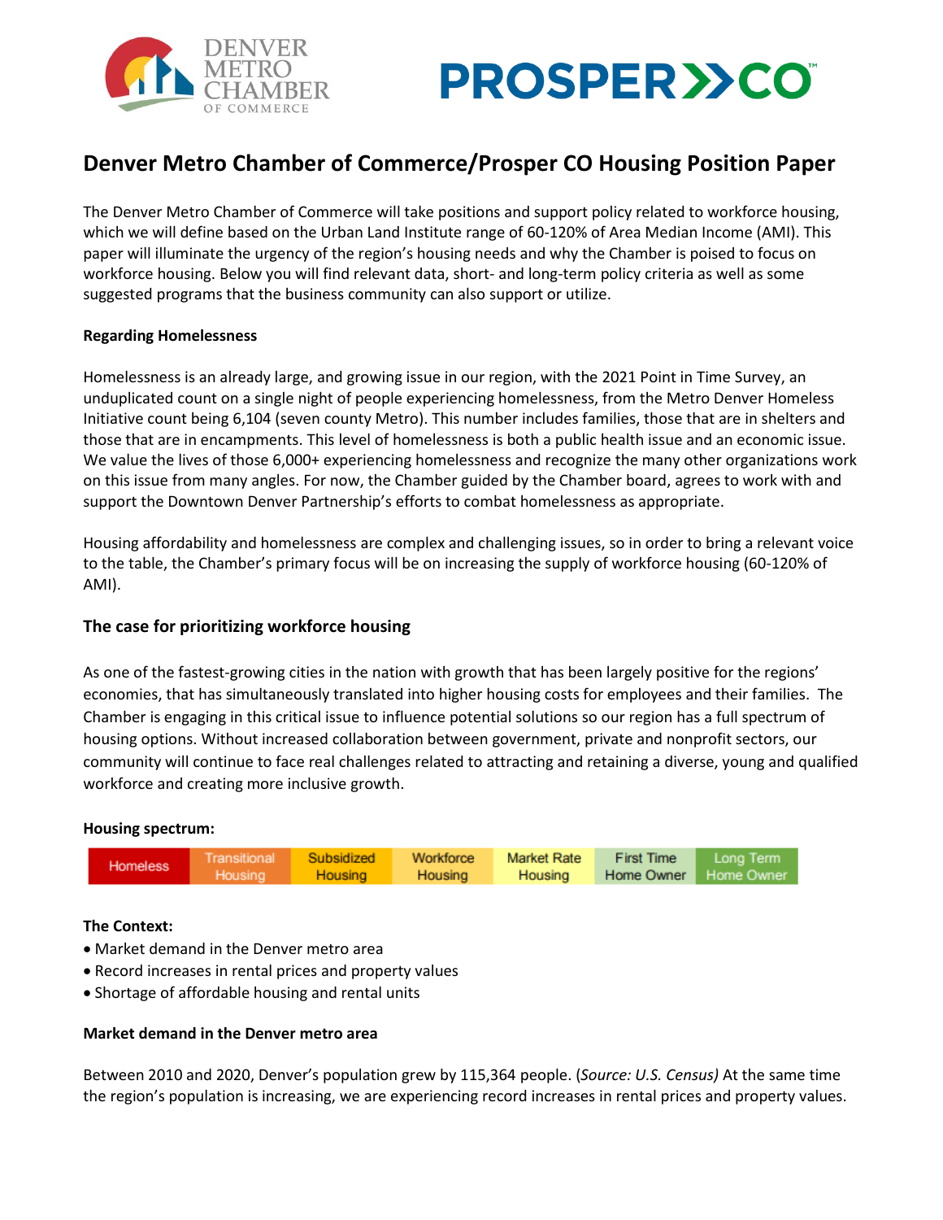# Denver Metro Chamber of Commerce/Prosper CO Housing Position Paper

The Denver Metro Chamber of Commerce will take positions and support policy related to workforce housing, which we will define based on the Urban Land Institute range of 60-120% of Area Median Income (AMI). This paper will illuminate the urgency of the region's housing needs and why the Chamber is poised to focus on workforce housing. Below you will find relevant data, short- and long-term policy criteria as well as some suggested programs that the business community can also support or utilize.

**Regarding Homelessness**

Homelessness is an already large, and growing issue in our region, with the 2021 Point in Time Survey, an unduplicated count on a single night of people experiencing homelessness, from the Metro Denver Homeless Initiative count being 6,104 (seven county Metro). This number includes families, those that are in shelters and those that are in encampments. This level of homelessness is both a public health issue and an economic issue. We value the lives of those 6,000+ experiencing homelessness and recognize the many other organizations work on this issue from many angles. For now, the Chamber guided by the Chamber board, agrees to work with and support the Downtown Denver Partnership's efforts to combat homelessness as appropriate.

Housing affordability and homelessness are complex and challenging issues, so in order to bring a relevant voice to the table, the Chamber's primary focus will be on increasing the supply of workforce housing (60-120% of AMI).

## The case for prioritizing workforce housing

As one of the fastest-growing cities in the nation with growth that has been largely positive for the regions' economies, that has simultaneously translated into higher housing costs for employees and their families. The Chamber is engaging in this critical issue to influence potential solutions so our region has a full spectrum of housing options. Without increased collaboration between government, private and nonprofit sectors, our community will continue to face real challenges related to attracting and retaining a diverse, young and qualified workforce and creating more inclusive growth.

**Housing spectrum:**

| Homeless | Transitional Housing | Subsidized Housing | Workforce Housing | Market Rate Housing | First Time Home Owner | Long Term Home Owner |
|---|---|---|---|---|---|---|

**The Context:**

- Market demand in the Denver metro area
- Record increases in rental prices and property values
- Shortage of affordable housing and rental units

**Market demand in the Denver metro area**

Between 2010 and 2020, Denver's population grew by 115,364 people. (*Source: U.S. Census)* At the same time the region's population is increasing, we are experiencing record increases in rental prices and property values.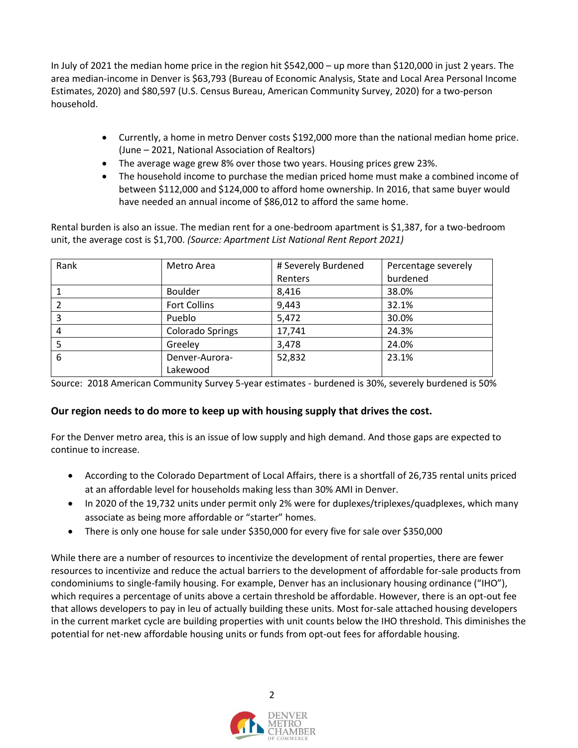In July of 2021 the median home price in the region hit $542,000 – up more than $120,000 in just 2 years. The area median-income in Denver is $63,793 (Bureau of Economic Analysis, State and Local Area Personal Income Estimates, 2020) and $80,597 (U.S. Census Bureau, American Community Survey, 2020) for a two-person household.

- Currently, a home in metro Denver costs $192,000 more than the national median home price. (June – 2021, National Association of Realtors)
- The average wage grew 8% over those two years. Housing prices grew 23%.
- The household income to purchase the median priced home must make a combined income of between $112,000 and $124,000 to afford home ownership. In 2016, that same buyer would have needed an annual income of $86,012 to afford the same home.

Rental burden is also an issue. The median rent for a one-bedroom apartment is $1,387, for a two-bedroom unit, the average cost is $1,700. *(Source: Apartment List National Rent Report 2021)*

| Rank | Metro Area | # Severely Burdened Renters | Percentage severely burdened |
|---|---|---|---|
| 1 | Boulder | 8,416 | 38.0% |
| 2 | Fort Collins | 9,443 | 32.1% |
| 3 | Pueblo | 5,472 | 30.0% |
| 4 | Colorado Springs | 17,741 | 24.3% |
| 5 | Greeley | 3,478 | 24.0% |
| 6 | Denver-Aurora-Lakewood | 52,832 | 23.1% |

Source: 2018 American Community Survey 5-year estimates - burdened is 30%, severely burdened is 50%

**Our region needs to do more to keep up with housing supply that drives the cost.**

For the Denver metro area, this is an issue of low supply and high demand. And those gaps are expected to continue to increase.

- According to the Colorado Department of Local Affairs, there is a shortfall of 26,735 rental units priced at an affordable level for households making less than 30% AMI in Denver.
- In 2020 of the 19,732 units under permit only 2% were for duplexes/triplexes/quadplexes, which many associate as being more affordable or "starter" homes.
- There is only one house for sale under $350,000 for every five for sale over $350,000

While there are a number of resources to incentivize the development of rental properties, there are fewer resources to incentivize and reduce the actual barriers to the development of affordable for-sale products from condominiums to single-family housing. For example, Denver has an inclusionary housing ordinance ("IHO"), which requires a percentage of units above a certain threshold be affordable. However, there is an opt-out fee that allows developers to pay in leu of actually building these units. Most for-sale attached housing developers in the current market cycle are building properties with unit counts below the IHO threshold. This diminishes the potential for net-new affordable housing units or funds from opt-out fees for affordable housing.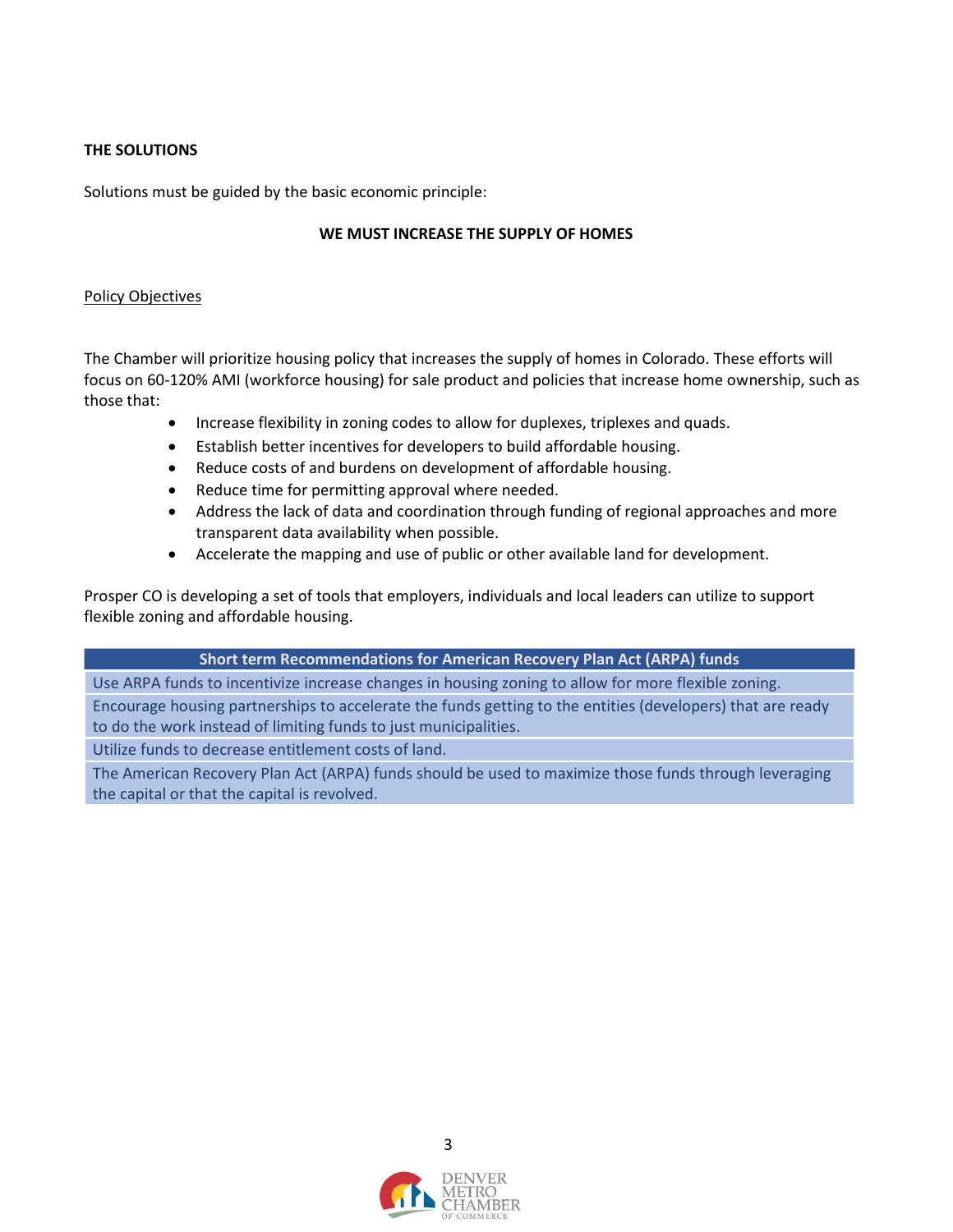## THE SOLUTIONS

Solutions must be guided by the basic economic principle:

**WE MUST INCREASE THE SUPPLY OF HOMES**

### Policy Objectives

The Chamber will prioritize housing policy that increases the supply of homes in Colorado. These efforts will focus on 60-120% AMI (workforce housing) for sale product and policies that increase home ownership, such as those that:

- Increase flexibility in zoning codes to allow for duplexes, triplexes and quads.
- Establish better incentives for developers to build affordable housing.
- Reduce costs of and burdens on development of affordable housing.
- Reduce time for permitting approval where needed.
- Address the lack of data and coordination through funding of regional approaches and more transparent data availability when possible.
- Accelerate the mapping and use of public or other available land for development.

Prosper CO is developing a set of tools that employers, individuals and local leaders can utilize to support flexible zoning and affordable housing.

| Short term Recommendations for American Recovery Plan Act (ARPA) funds |
|---|
| Use ARPA funds to incentivize increase changes in housing zoning to allow for more flexible zoning. |
| Encourage housing partnerships to accelerate the funds getting to the entities (developers) that are ready to do the work instead of limiting funds to just municipalities. |
| Utilize funds to decrease entitlement costs of land. |
| The American Recovery Plan Act (ARPA) funds should be used to maximize those funds through leveraging the capital or that the capital is revolved. |